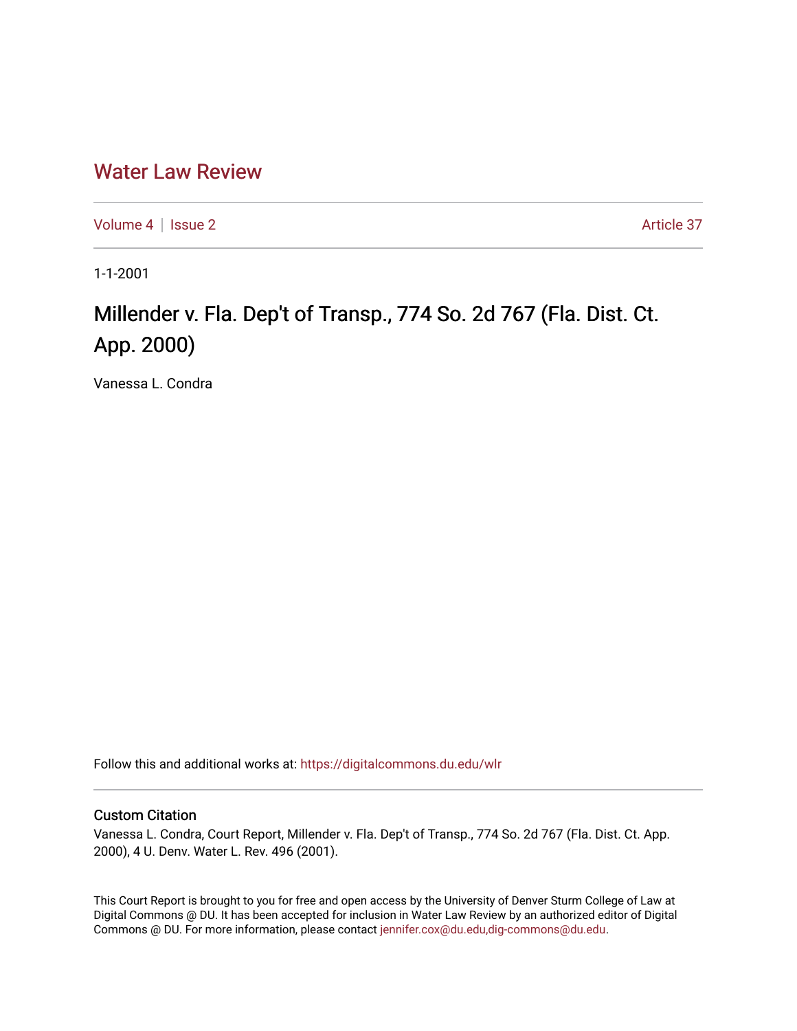# Water Law Review

Volume 4 | Issue 2 Article 37

1-1-2001

## Millender v. Fla. Dep't of Transp., 774 So. 2d 767 (Fla. Dist. Ct. App. 2000)

Vanessa L. Condra

Follow this and additional works at: https://digitalcommons.du.edu/wlr

### Custom Citation

Vanessa L. Condra, Court Report, Millender v. Fla. Dep't of Transp., 774 So. 2d 767 (Fla. Dist. Ct. App. 2000), 4 U. Denv. Water L. Rev. 496 (2001).

This Court Report is brought to you for free and open access by the University of Denver Sturm College of Law at Digital Commons @ DU. It has been accepted for inclusion in Water Law Review by an authorized editor of Digital Commons @ DU. For more information, please contact jennifer.cox@du.edu,dig-commons@du.edu.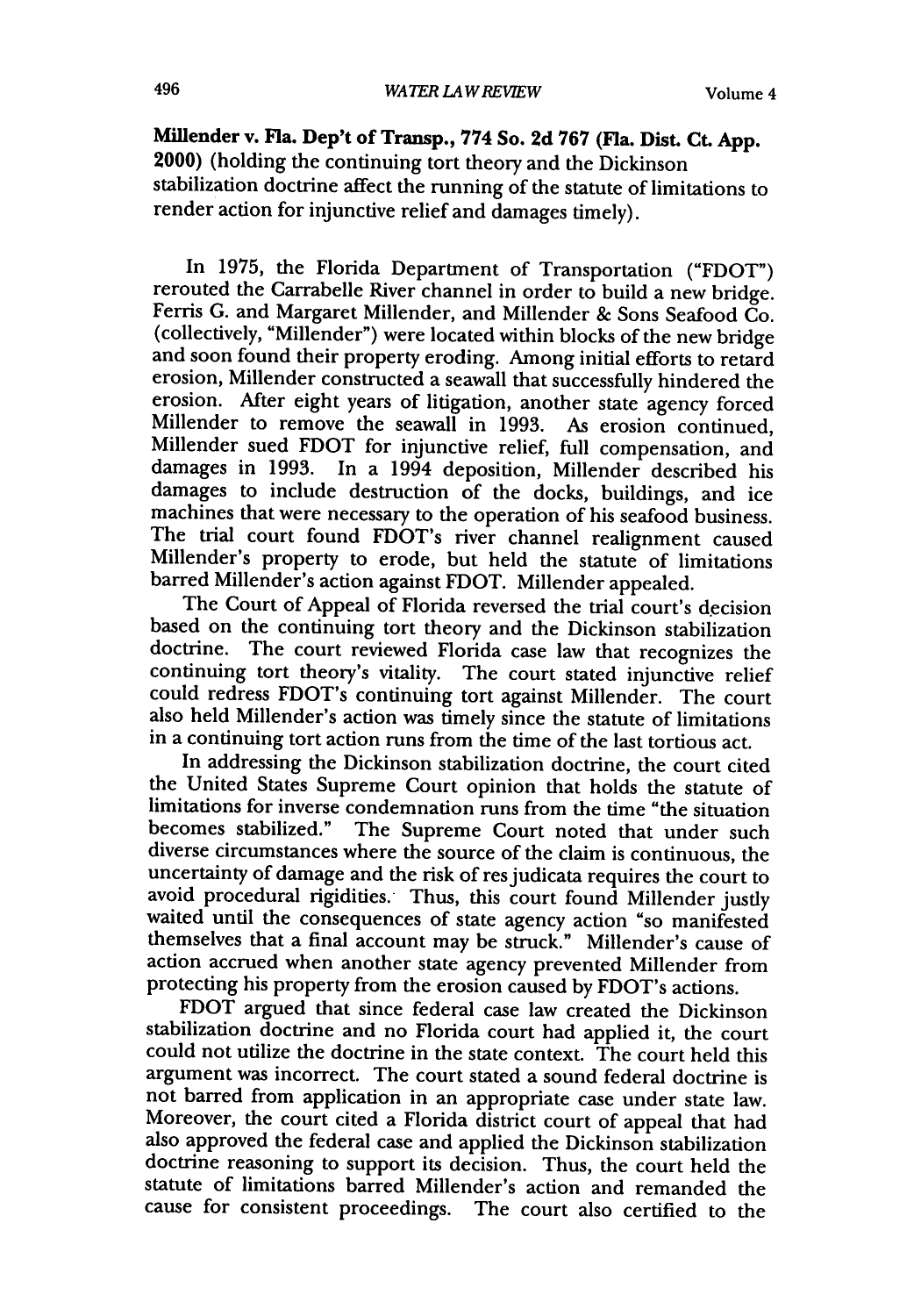**Millender v. Fla. Dep't of Transp., 774 So. 2d 767 (Fla. Dist. Ct. App. 2000)** (holding the continuing tort theory and the Dickinson stabilization doctrine affect the running of the statute of limitations to render action for injunctive relief and damages timely).

In 1975, the Florida Department of Transportation ("FDOT") rerouted the Carrabelle River channel in order to build a new bridge. Ferris G. and Margaret Millender, and Millender & Sons Seafood Co. (collectively, "Millender") were located within blocks of the new bridge and soon found their property eroding. Among initial efforts to retard erosion, Millender constructed a seawall that successfully hindered the erosion. After eight years of litigation, another state agency forced Millender to remove the seawall in 1993. As erosion continued, Millender sued FDOT for injunctive relief, full compensation, and damages in 1993. In a 1994 deposition, Millender described his damages to include destruction of the docks, buildings, and ice machines that were necessary to the operation of his seafood business. The trial court found FDOT's river channel realignment caused Millender's property to erode, but held the statute of limitations barred Millender's action against FDOT. Millender appealed.

The Court of Appeal of Florida reversed the trial court's decision based on the continuing tort theory and the Dickinson stabilization doctrine. The court reviewed Florida case law that recognizes the continuing tort theory's vitality. The court stated injunctive relief could redress FDOT's continuing tort against Millender. The court also held Millender's action was timely since the statute of limitations in a continuing tort action runs from the time of the last tortious act.

In addressing the Dickinson stabilization doctrine, the court cited the United States Supreme Court opinion that holds the statute of limitations for inverse condemnation runs from the time "the situation becomes stabilized." The Supreme Court noted that under such diverse circumstances where the source of the claim is continuous, the uncertainty of damage and the risk of res judicata requires the court to avoid procedural rigidities. Thus, this court found Millender justly waited until the consequences of state agency action "so manifested themselves that a final account may be struck." Millender's cause of action accrued when another state agency prevented Millender from protecting his property from the erosion caused by FDOT's actions.

FDOT argued that since federal case law created the Dickinson stabilization doctrine and no Florida court had applied it, the court could not utilize the doctrine in the state context. The court held this argument was incorrect. The court stated a sound federal doctrine is not barred from application in an appropriate case under state law. Moreover, the court cited a Florida district court of appeal that had also approved the federal case and applied the Dickinson stabilization doctrine reasoning to support its decision. Thus, the court held the statute of limitations barred Millender's action and remanded the cause for consistent proceedings. The court also certified to the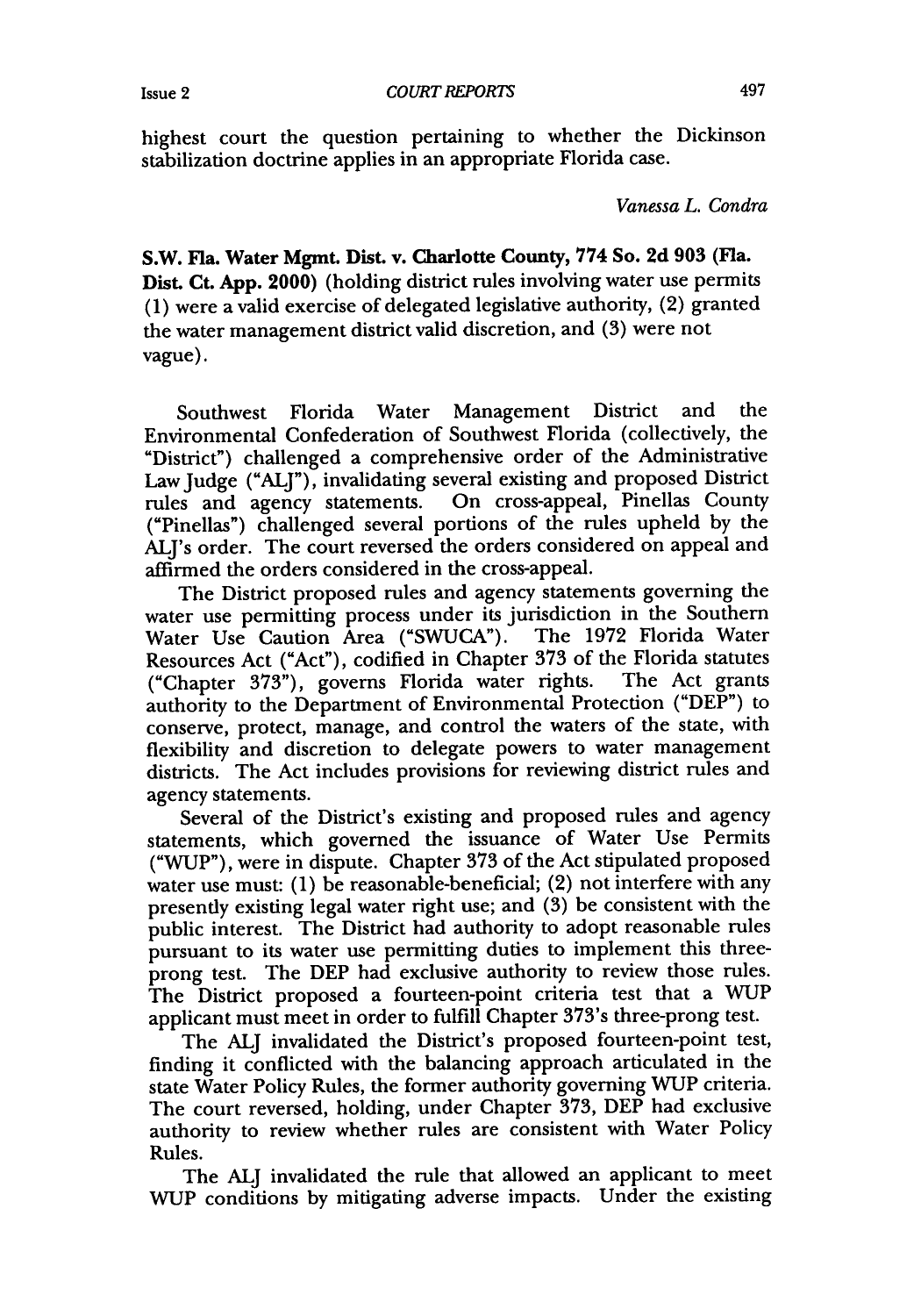highest court the question pertaining to whether the Dickinson stabilization doctrine applies in an appropriate Florida case.

*Vanessa L. Condra*

**S.W. Fla. Water Mgmt. Dist. v. Charlotte County, 774 So. 2d 903 (Fla. Dist. Ct. App. 2000)** (holding district rules involving water use permits (1) were a valid exercise of delegated legislative authority, (2) granted the water management district valid discretion, and (3) were not vague).

Southwest Florida Water Management District and the Environmental Confederation of Southwest Florida (collectively, the "District") challenged a comprehensive order of the Administrative Law Judge ("ALJ"), invalidating several existing and proposed District rules and agency statements. On cross-appeal, Pinellas County ("Pinellas") challenged several portions of the rules upheld by the ALJ's order. The court reversed the orders considered on appeal and affirmed the orders considered in the cross-appeal.

The District proposed rules and agency statements governing the water use permitting process under its jurisdiction in the Southern Water Use Caution Area ("SWUCA"). The 1972 Florida Water Resources Act ("Act"), codified in Chapter 373 of the Florida statutes ("Chapter 373"), governs Florida water rights. The Act grants authority to the Department of Environmental Protection ("DEP") to conserve, protect, manage, and control the waters of the state, with flexibility and discretion to delegate powers to water management districts. The Act includes provisions for reviewing district rules and agency statements.

Several of the District's existing and proposed rules and agency statements, which governed the issuance of Water Use Permits ("WUP"), were in dispute. Chapter 373 of the Act stipulated proposed water use must: (1) be reasonable-beneficial; (2) not interfere with any presently existing legal water right use; and (3) be consistent with the public interest. The District had authority to adopt reasonable rules pursuant to its water use permitting duties to implement this three-prong test. The DEP had exclusive authority to review those rules. The District proposed a fourteen-point criteria test that a WUP applicant must meet in order to fulfill Chapter 373's three-prong test.

The ALJ invalidated the District's proposed fourteen-point test, finding it conflicted with the balancing approach articulated in the state Water Policy Rules, the former authority governing WUP criteria. The court reversed, holding, under Chapter 373, DEP had exclusive authority to review whether rules are consistent with Water Policy Rules.

The ALJ invalidated the rule that allowed an applicant to meet WUP conditions by mitigating adverse impacts. Under the existing